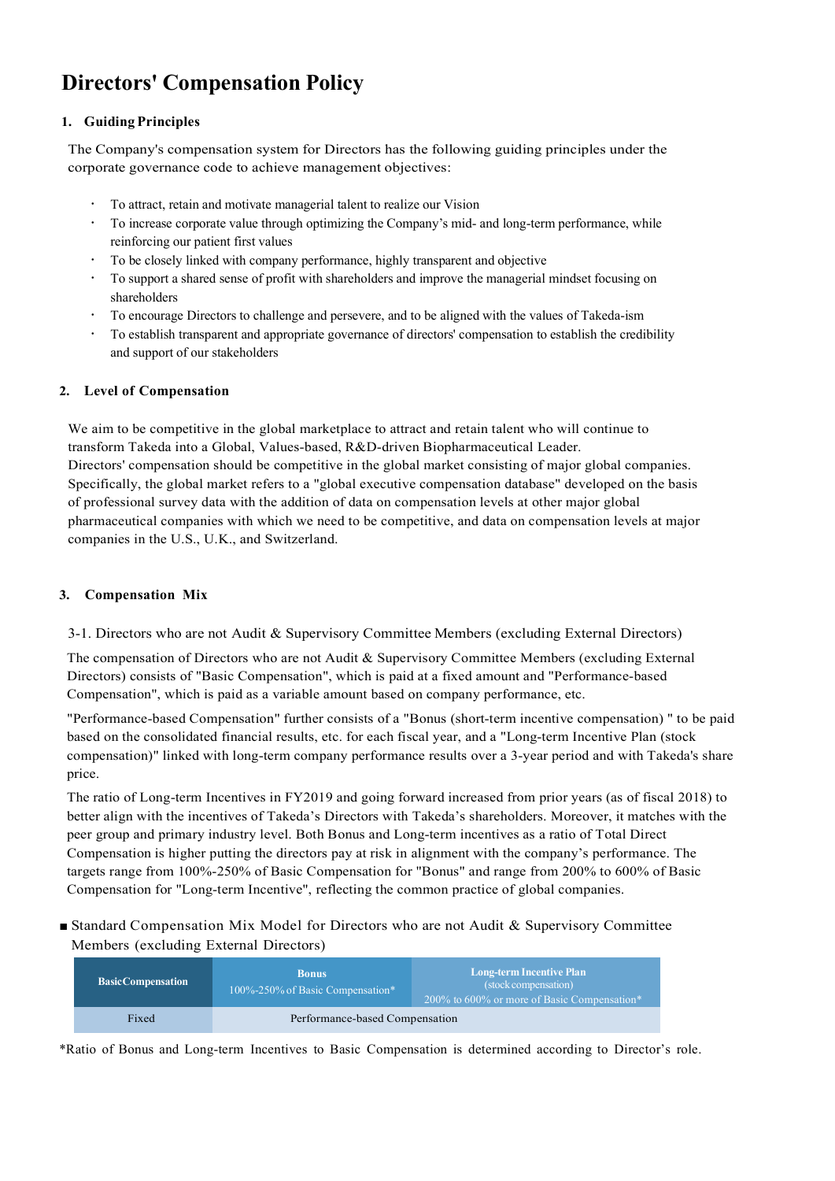# Directors' Compensation Policy

## 1. Guiding Principles

The Company's compensation system for Directors has the following guiding principles under the corporate governance code to achieve management objectives:

- To attract, retain and motivate managerial talent to realize our Vision
- To increase corporate value through optimizing the Company's mid- and long-term performance, while reinforcing our patient first values
- To be closely linked with company performance, highly transparent and objective
- To support a shared sense of profit with shareholders and improve the managerial mindset focusing on shareholders
- To encourage Directors to challenge and persevere, and to be aligned with the values of Takeda-ism
- To establish transparent and appropriate governance of directors' compensation to establish the credibility and support of our stakeholders

## 2. Level of Compensation

We aim to be competitive in the global marketplace to attract and retain talent who will continue to transform Takeda into a Global, Values-based, R&D-driven Biopharmaceutical Leader.
Directors' compensation should be competitive in the global market consisting of major global companies. Specifically, the global market refers to a "global executive compensation database" developed on the basis of professional survey data with the addition of data on compensation levels at other major global pharmaceutical companies with which we need to be competitive, and data on compensation levels at major companies in the U.S., U.K., and Switzerland.

## 3. Compensation Mix

3-1. Directors who are not Audit & Supervisory Committee Members (excluding External Directors)

The compensation of Directors who are not Audit & Supervisory Committee Members (excluding External Directors) consists of "Basic Compensation", which is paid at a fixed amount and "Performance-based Compensation", which is paid as a variable amount based on company performance, etc.

"Performance-based Compensation" further consists of a "Bonus (short-term incentive compensation) " to be paid based on the consolidated financial results, etc. for each fiscal year, and a "Long-term Incentive Plan (stock compensation)" linked with long-term company performance results over a 3-year period and with Takeda's share price.

The ratio of Long-term Incentives in FY2019 and going forward increased from prior years (as of fiscal 2018) to better align with the incentives of Takeda's Directors with Takeda's shareholders. Moreover, it matches with the peer group and primary industry level. Both Bonus and Long-term incentives as a ratio of Total Direct Compensation is higher putting the directors pay at risk in alignment with the company's performance. The targets range from 100%-250% of Basic Compensation for "Bonus" and range from 200% to 600% of Basic Compensation for "Long-term Incentive", reflecting the common practice of global companies.

■ Standard Compensation Mix Model for Directors who are not Audit & Supervisory Committee Members (excluding External Directors)

| Basic Compensation | Bonus<br>100%-250% of Basic Compensation* | Long-term Incentive Plan<br>(stock compensation)<br>200% to 600% or more of Basic Compensation* |
|---|---|---|
| Fixed | Performance-based Compensation | |

*Ratio of Bonus and Long-term Incentives to Basic Compensation is determined according to Director's role.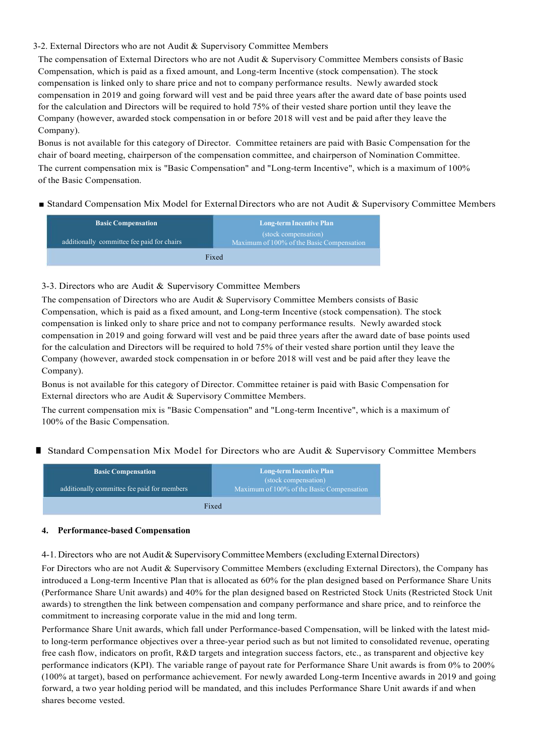3-2. External Directors who are not Audit & Supervisory Committee Members

The compensation of External Directors who are not Audit & Supervisory Committee Members consists of Basic Compensation, which is paid as a fixed amount, and Long-term Incentive (stock compensation). The stock compensation is linked only to share price and not to company performance results. Newly awarded stock compensation in 2019 and going forward will vest and be paid three years after the award date of base points used for the calculation and Directors will be required to hold 75% of their vested share portion until they leave the Company (however, awarded stock compensation in or before 2018 will vest and be paid after they leave the Company).

Bonus is not available for this category of Director. Committee retainers are paid with Basic Compensation for the chair of board meeting, chairperson of the compensation committee, and chairperson of Nomination Committee.

The current compensation mix is "Basic Compensation" and "Long-term Incentive", which is a maximum of 100% of the Basic Compensation.

■ Standard Compensation Mix Model for External Directors who are not Audit & Supervisory Committee Members

| **Basic Compensation**<br>additionally committee fee paid for chairs | **Long-term Incentive Plan**<br>(stock compensation)<br>Maximum of 100% of the Basic Compensation |
|---|---|
| Fixed | |

3-3. Directors who are Audit & Supervisory Committee Members

The compensation of Directors who are Audit & Supervisory Committee Members consists of Basic Compensation, which is paid as a fixed amount, and Long-term Incentive (stock compensation). The stock compensation is linked only to share price and not to company performance results. Newly awarded stock compensation in 2019 and going forward will vest and be paid three years after the award date of base points used for the calculation and Directors will be required to hold 75% of their vested share portion until they leave the Company (however, awarded stock compensation in or before 2018 will vest and be paid after they leave the Company).

Bonus is not available for this category of Director. Committee retainer is paid with Basic Compensation for External directors who are Audit & Supervisory Committee Members.

The current compensation mix is "Basic Compensation" and "Long-term Incentive", which is a maximum of 100% of the Basic Compensation.

■ Standard Compensation Mix Model for Directors who are Audit & Supervisory Committee Members

| **Basic Compensation**<br>additionally committee fee paid for members | **Long-term Incentive Plan**<br>(stock compensation)<br>Maximum of 100% of the Basic Compensation |
|---|---|
| Fixed | |

**4. Performance-based Compensation**

4-1. Directors who are not Audit & Supervisory Committee Members (excluding External Directors)

For Directors who are not Audit & Supervisory Committee Members (excluding External Directors), the Company has introduced a Long-term Incentive Plan that is allocated as 60% for the plan designed based on Performance Share Units (Performance Share Unit awards) and 40% for the plan designed based on Restricted Stock Units (Restricted Stock Unit awards) to strengthen the link between compensation and company performance and share price, and to reinforce the commitment to increasing corporate value in the mid and long term.

Performance Share Unit awards, which fall under Performance-based Compensation, will be linked with the latest mid- to long-term performance objectives over a three-year period such as but not limited to consolidated revenue, operating free cash flow, indicators on profit, R&D targets and integration success factors, etc., as transparent and objective key performance indicators (KPI). The variable range of payout rate for Performance Share Unit awards is from 0% to 200% (100% at target), based on performance achievement. For newly awarded Long-term Incentive awards in 2019 and going forward, a two year holding period will be mandated, and this includes Performance Share Unit awards if and when shares become vested.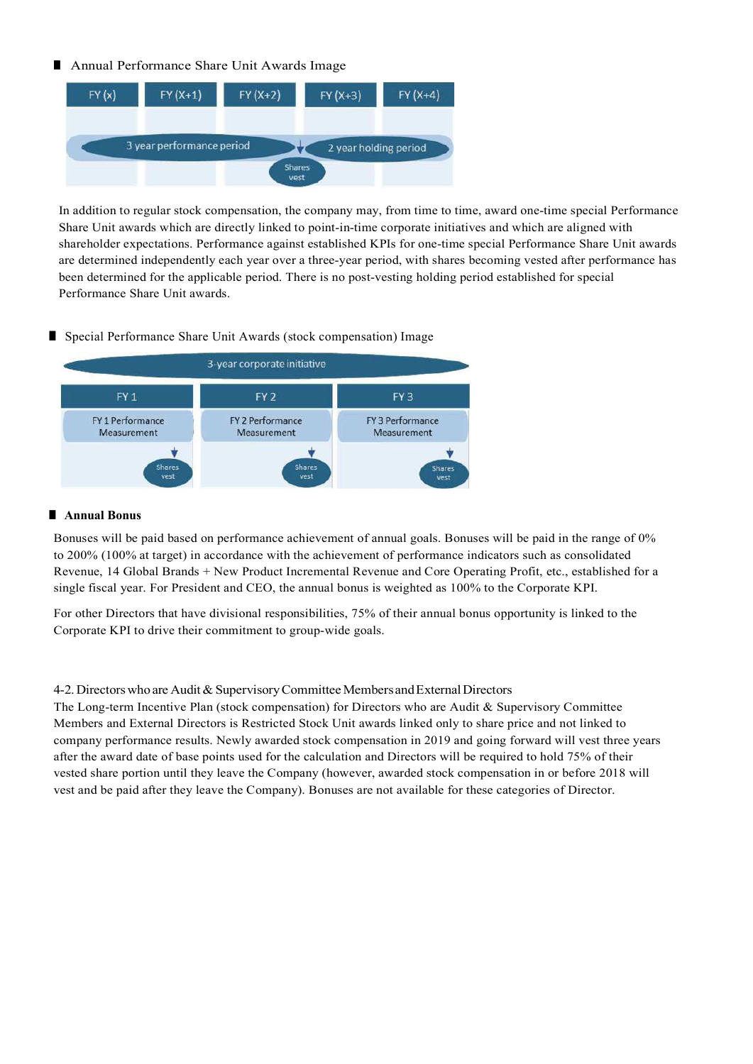■ Annual Performance Share Unit Awards Image

| FY (x) | FY (X+1) | FY (X+2) | FY (X+3) | FY (X+4) |
|---|---|---|---|---|
| 3 year performance period | | | 2 year holding period | |

Shares vest

In addition to regular stock compensation, the company may, from time to time, award one-time special Performance Share Unit awards which are directly linked to point-in-time corporate initiatives and which are aligned with shareholder expectations. Performance against established KPIs for one-time special Performance Share Unit awards are determined independently each year over a three-year period, with shares becoming vested after performance has been determined for the applicable period. There is no post-vesting holding period established for special Performance Share Unit awards.

■ Special Performance Share Unit Awards (stock compensation) Image

| 3-year corporate initiative | | |
|---|---|---|
| FY 1 | FY 2 | FY 3 |
| FY 1 Performance Measurement | FY 2 Performance Measurement | FY 3 Performance Measurement |
| Shares vest | Shares vest | Shares vest |

## ■ Annual Bonus

Bonuses will be paid based on performance achievement of annual goals. Bonuses will be paid in the range of 0% to 200% (100% at target) in accordance with the achievement of performance indicators such as consolidated Revenue, 14 Global Brands + New Product Incremental Revenue and Core Operating Profit, etc., established for a single fiscal year. For President and CEO, the annual bonus is weighted as 100% to the Corporate KPI.

For other Directors that have divisional responsibilities, 75% of their annual bonus opportunity is linked to the Corporate KPI to drive their commitment to group-wide goals.

4-2. Directors who are Audit & Supervisory Committee Members and External Directors

The Long-term Incentive Plan (stock compensation) for Directors who are Audit & Supervisory Committee Members and External Directors is Restricted Stock Unit awards linked only to share price and not linked to company performance results. Newly awarded stock compensation in 2019 and going forward will vest three years after the award date of base points used for the calculation and Directors will be required to hold 75% of their vested share portion until they leave the Company (however, awarded stock compensation in or before 2018 will vest and be paid after they leave the Company). Bonuses are not available for these categories of Director.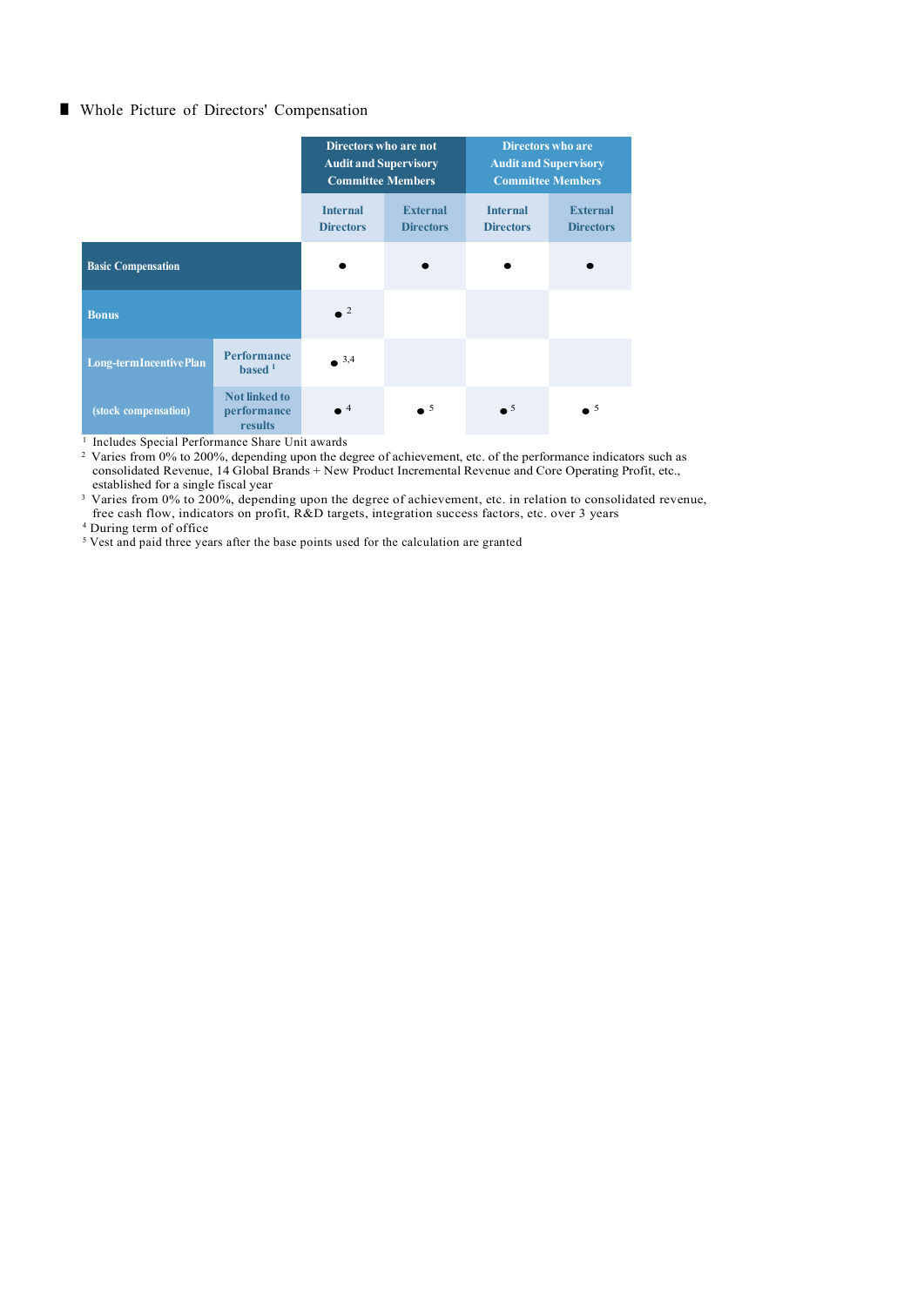■ Whole Picture of Directors' Compensation

| | | Directors who are not Audit and Supervisory Committee Members | | Directors who are Audit and Supervisory Committee Members | |
|---|---|---|---|---|---|
| | | Internal Directors | External Directors | Internal Directors | External Directors |
| Basic Compensation | | ● | ● | ● | ● |
| Bonus | | ● [2] | | | |
| Long-term Incentive Plan | Performance based [1] | ● [3,4] | | | |
| (stock compensation) | Not linked to performance results | ● [4] | ● [5] | ● [5] | ● [5] |

[1] Includes Special Performance Share Unit awards

[2] Varies from 0% to 200%, depending upon the degree of achievement, etc. of the performance indicators such as consolidated Revenue, 14 Global Brands + New Product Incremental Revenue and Core Operating Profit, etc., established for a single fiscal year

[3] Varies from 0% to 200%, depending upon the degree of achievement, etc. in relation to consolidated revenue, free cash flow, indicators on profit, R&D targets, integration success factors, etc. over 3 years

[4] During term of office

[5] Vest and paid three years after the base points used for the calculation are granted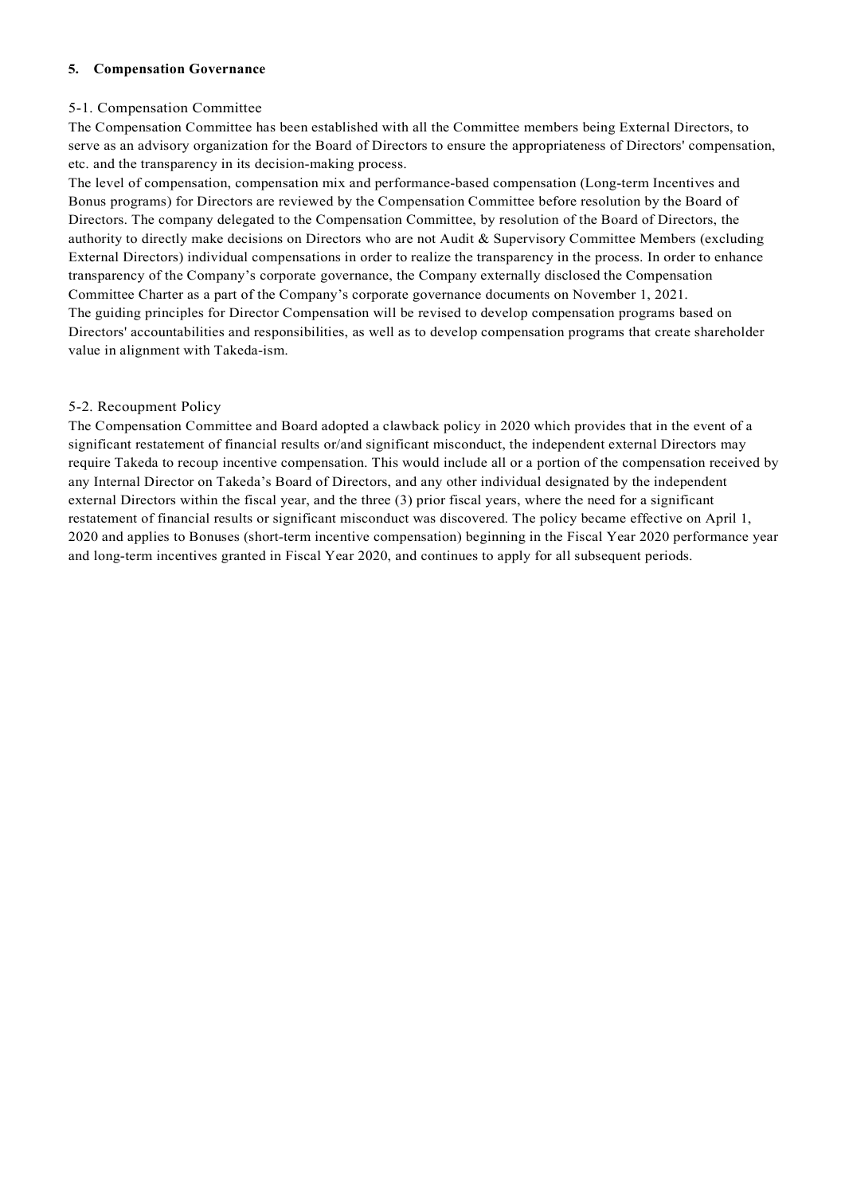## 5. Compensation Governance

### 5-1. Compensation Committee

The Compensation Committee has been established with all the Committee members being External Directors, to serve as an advisory organization for the Board of Directors to ensure the appropriateness of Directors' compensation, etc. and the transparency in its decision-making process.

The level of compensation, compensation mix and performance-based compensation (Long-term Incentives and Bonus programs) for Directors are reviewed by the Compensation Committee before resolution by the Board of Directors. The company delegated to the Compensation Committee, by resolution of the Board of Directors, the authority to directly make decisions on Directors who are not Audit & Supervisory Committee Members (excluding External Directors) individual compensations in order to realize the transparency in the process. In order to enhance transparency of the Company's corporate governance, the Company externally disclosed the Compensation Committee Charter as a part of the Company's corporate governance documents on November 1, 2021.

The guiding principles for Director Compensation will be revised to develop compensation programs based on Directors' accountabilities and responsibilities, as well as to develop compensation programs that create shareholder value in alignment with Takeda-ism.

### 5-2. Recoupment Policy

The Compensation Committee and Board adopted a clawback policy in 2020 which provides that in the event of a significant restatement of financial results or/and significant misconduct, the independent external Directors may require Takeda to recoup incentive compensation. This would include all or a portion of the compensation received by any Internal Director on Takeda's Board of Directors, and any other individual designated by the independent external Directors within the fiscal year, and the three (3) prior fiscal years, where the need for a significant restatement of financial results or significant misconduct was discovered. The policy became effective on April 1, 2020 and applies to Bonuses (short-term incentive compensation) beginning in the Fiscal Year 2020 performance year and long-term incentives granted in Fiscal Year 2020, and continues to apply for all subsequent periods.